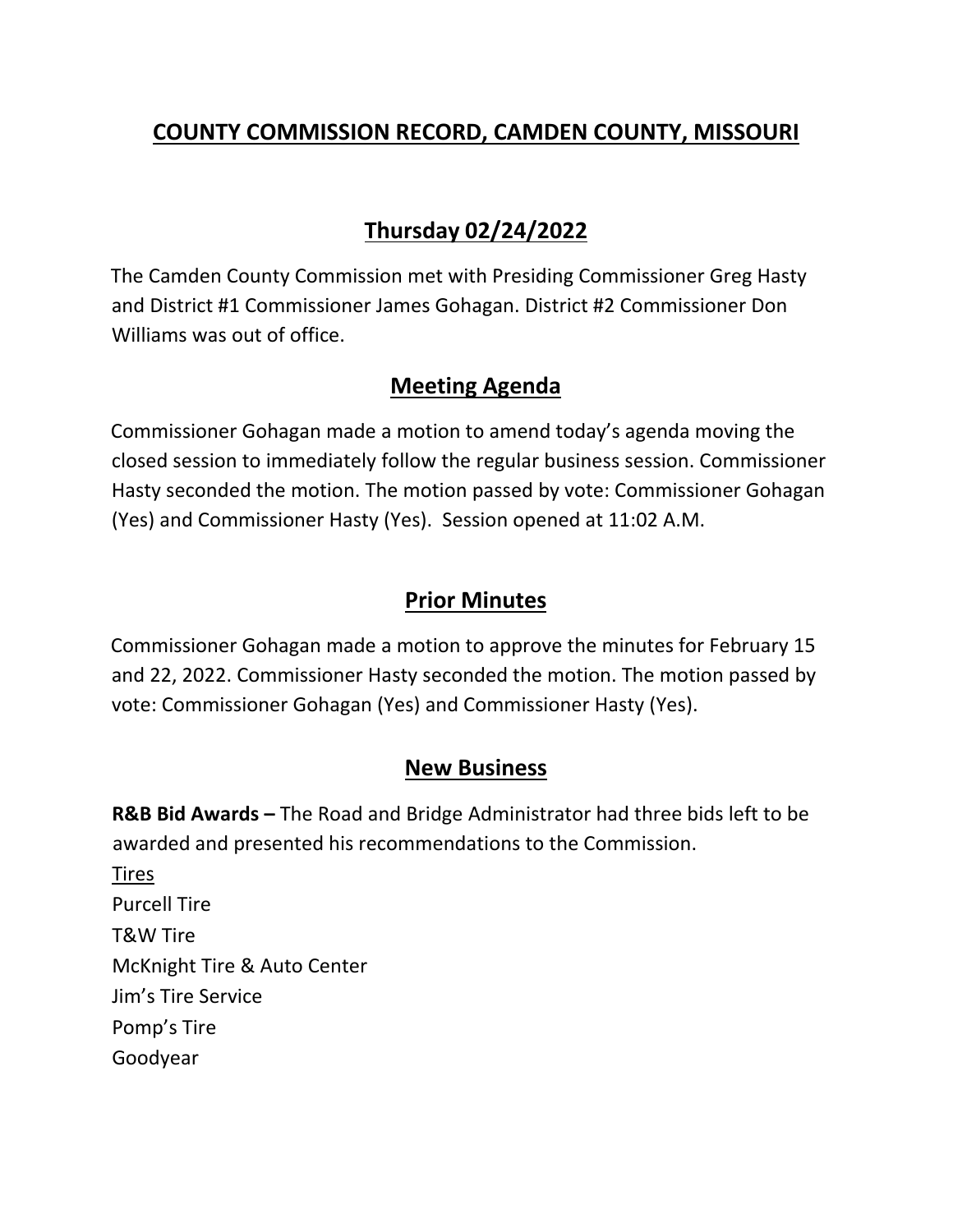# COUNTY COMMISSION RECORD, CAMDEN COUNTY, MISSOURI

## Thursday 02/24/2022

The Camden County Commission met with Presiding Commissioner Greg Hasty and District #1 Commissioner James Gohagan. District #2 Commissioner Don Williams was out of office.

## Meeting Agenda

Commissioner Gohagan made a motion to amend today's agenda moving the closed session to immediately follow the regular business session. Commissioner Hasty seconded the motion. The motion passed by vote: Commissioner Gohagan (Yes) and Commissioner Hasty (Yes). Session opened at 11:02 A.M.

## Prior Minutes

Commissioner Gohagan made a motion to approve the minutes for February 15 and 22, 2022. Commissioner Hasty seconded the motion. The motion passed by vote: Commissioner Gohagan (Yes) and Commissioner Hasty (Yes).

## New Business

**R&B Bid Awards –** The Road and Bridge Administrator had three bids left to be awarded and presented his recommendations to the Commission.

<u>Tires</u>

Purcell Tire
T&W Tire
McKnight Tire & Auto Center
Jim's Tire Service
Pomp's Tire
Goodyear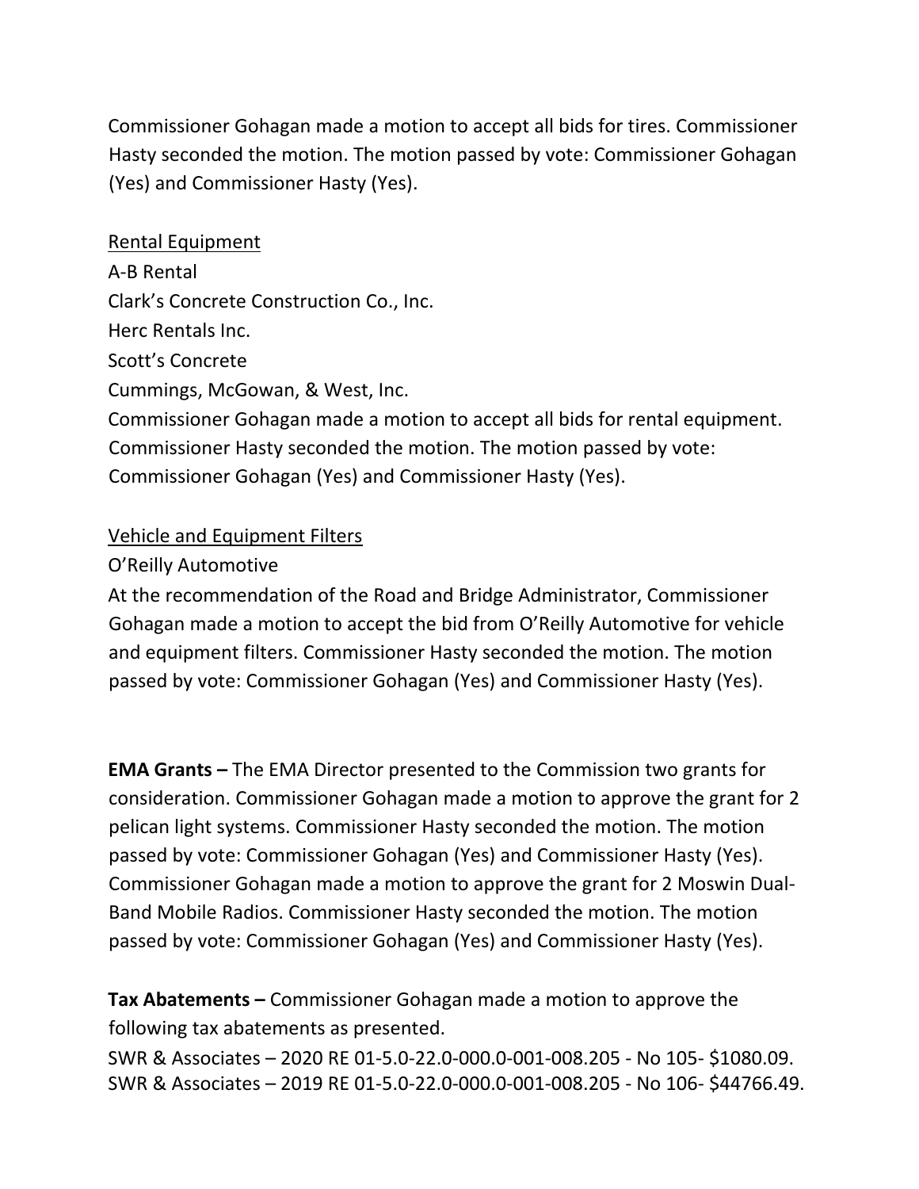Commissioner Gohagan made a motion to accept all bids for tires. Commissioner Hasty seconded the motion. The motion passed by vote: Commissioner Gohagan (Yes) and Commissioner Hasty (Yes).

<u>Rental Equipment</u>

A-B Rental
Clark's Concrete Construction Co., Inc.
Herc Rentals Inc.
Scott's Concrete
Cummings, McGowan, & West, Inc.
Commissioner Gohagan made a motion to accept all bids for rental equipment. Commissioner Hasty seconded the motion. The motion passed by vote: Commissioner Gohagan (Yes) and Commissioner Hasty (Yes).

<u>Vehicle and Equipment Filters</u>

O'Reilly Automotive
At the recommendation of the Road and Bridge Administrator, Commissioner Gohagan made a motion to accept the bid from O'Reilly Automotive for vehicle and equipment filters. Commissioner Hasty seconded the motion. The motion passed by vote: Commissioner Gohagan (Yes) and Commissioner Hasty (Yes).

**EMA Grants –** The EMA Director presented to the Commission two grants for consideration. Commissioner Gohagan made a motion to approve the grant for 2 pelican light systems. Commissioner Hasty seconded the motion. The motion passed by vote: Commissioner Gohagan (Yes) and Commissioner Hasty (Yes). Commissioner Gohagan made a motion to approve the grant for 2 Moswin Dual-Band Mobile Radios. Commissioner Hasty seconded the motion. The motion passed by vote: Commissioner Gohagan (Yes) and Commissioner Hasty (Yes).

**Tax Abatements –** Commissioner Gohagan made a motion to approve the following tax abatements as presented.

SWR & Associates – 2020 RE 01-5.0-22.0-000.0-001-008.205 - No 105- $1080.09.
SWR & Associates – 2019 RE 01-5.0-22.0-000.0-001-008.205 - No 106- $44766.49.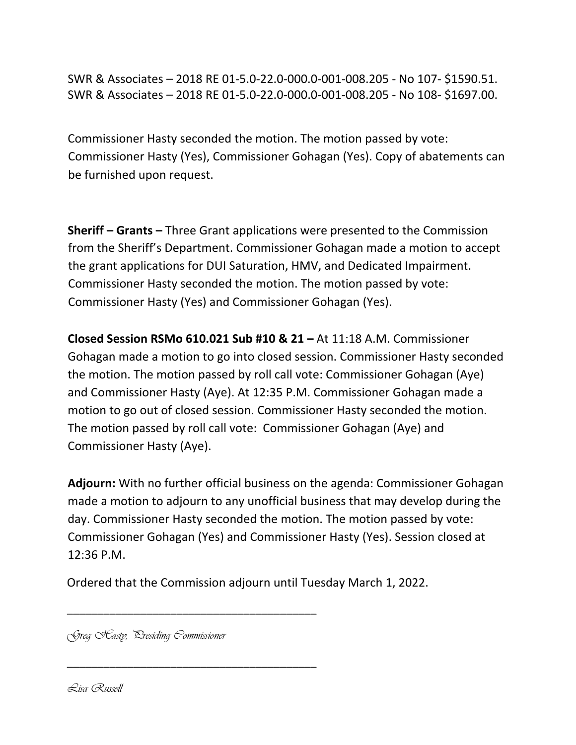SWR & Associates – 2018 RE 01-5.0-22.0-000.0-001-008.205 - No 107- $1590.51.
SWR & Associates – 2018 RE 01-5.0-22.0-000.0-001-008.205 - No 108- $1697.00.

Commissioner Hasty seconded the motion. The motion passed by vote: Commissioner Hasty (Yes), Commissioner Gohagan (Yes). Copy of abatements can be furnished upon request.

**Sheriff – Grants –** Three Grant applications were presented to the Commission from the Sheriff's Department. Commissioner Gohagan made a motion to accept the grant applications for DUI Saturation, HMV, and Dedicated Impairment. Commissioner Hasty seconded the motion. The motion passed by vote: Commissioner Hasty (Yes) and Commissioner Gohagan (Yes).

**Closed Session RSMo 610.021 Sub #10 & 21 –** At 11:18 A.M. Commissioner Gohagan made a motion to go into closed session. Commissioner Hasty seconded the motion. The motion passed by roll call vote: Commissioner Gohagan (Aye) and Commissioner Hasty (Aye). At 12:35 P.M. Commissioner Gohagan made a motion to go out of closed session. Commissioner Hasty seconded the motion. The motion passed by roll call vote: Commissioner Gohagan (Aye) and Commissioner Hasty (Aye).

**Adjourn:** With no further official business on the agenda: Commissioner Gohagan made a motion to adjourn to any unofficial business that may develop during the day. Commissioner Hasty seconded the motion. The motion passed by vote: Commissioner Gohagan (Yes) and Commissioner Hasty (Yes). Session closed at 12:36 P.M.

Ordered that the Commission adjourn until Tuesday March 1, 2022.

\_\_\_\_\_\_\_\_\_\_\_\_\_\_\_\_\_\_\_\_\_\_\_\_\_\_\_\_\_\_\_\_\_\_\_\_\_\_\_\_

*Greg Hasty, Presiding Commissioner*

\_\_\_\_\_\_\_\_\_\_\_\_\_\_\_\_\_\_\_\_\_\_\_\_\_\_\_\_\_\_\_\_\_\_\_\_\_\_\_\_

*Lisa Russell*